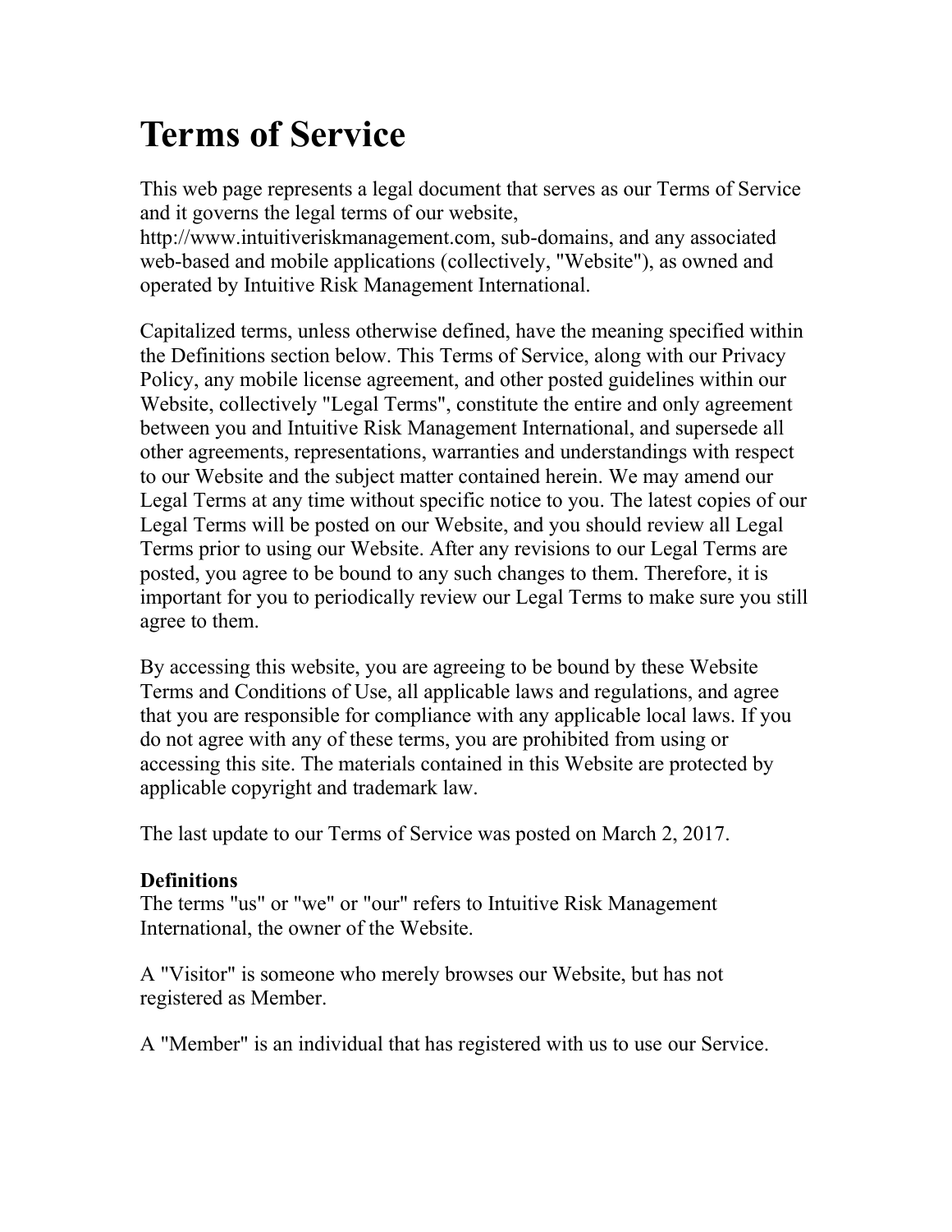# Terms of Service

This web page represents a legal document that serves as our Terms of Service and it governs the legal terms of our website, http://www.intuitiveriskmanagement.com, sub-domains, and any associated web-based and mobile applications (collectively, "Website"), as owned and operated by Intuitive Risk Management International.

Capitalized terms, unless otherwise defined, have the meaning specified within the Definitions section below. This Terms of Service, along with our Privacy Policy, any mobile license agreement, and other posted guidelines within our Website, collectively "Legal Terms", constitute the entire and only agreement between you and Intuitive Risk Management International, and supersede all other agreements, representations, warranties and understandings with respect to our Website and the subject matter contained herein. We may amend our Legal Terms at any time without specific notice to you. The latest copies of our Legal Terms will be posted on our Website, and you should review all Legal Terms prior to using our Website. After any revisions to our Legal Terms are posted, you agree to be bound to any such changes to them. Therefore, it is important for you to periodically review our Legal Terms to make sure you still agree to them.

By accessing this website, you are agreeing to be bound by these Website Terms and Conditions of Use, all applicable laws and regulations, and agree that you are responsible for compliance with any applicable local laws. If you do not agree with any of these terms, you are prohibited from using or accessing this site. The materials contained in this Website are protected by applicable copyright and trademark law.

The last update to our Terms of Service was posted on March 2, 2017.

**Definitions**

The terms "us" or "we" or "our" refers to Intuitive Risk Management International, the owner of the Website.

A "Visitor" is someone who merely browses our Website, but has not registered as Member.

A "Member" is an individual that has registered with us to use our Service.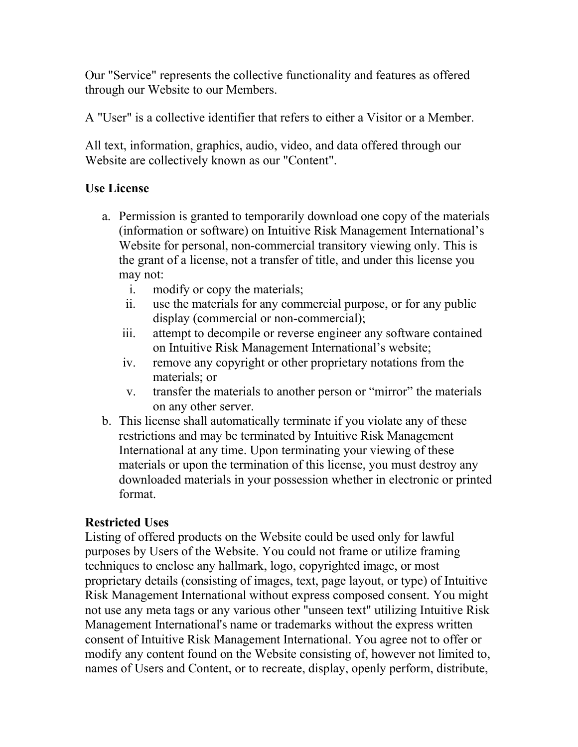Our "Service" represents the collective functionality and features as offered through our Website to our Members.

A "User" is a collective identifier that refers to either a Visitor or a Member.

All text, information, graphics, audio, video, and data offered through our Website are collectively known as our "Content".

**Use License**

a. Permission is granted to temporarily download one copy of the materials (information or software) on Intuitive Risk Management International's Website for personal, non-commercial transitory viewing only. This is the grant of a license, not a transfer of title, and under this license you may not:
    i. modify or copy the materials;
    ii. use the materials for any commercial purpose, or for any public display (commercial or non-commercial);
    iii. attempt to decompile or reverse engineer any software contained on Intuitive Risk Management International's website;
    iv. remove any copyright or other proprietary notations from the materials; or
    v. transfer the materials to another person or "mirror" the materials on any other server.
b. This license shall automatically terminate if you violate any of these restrictions and may be terminated by Intuitive Risk Management International at any time. Upon terminating your viewing of these materials or upon the termination of this license, you must destroy any downloaded materials in your possession whether in electronic or printed format.

**Restricted Uses**

Listing of offered products on the Website could be used only for lawful purposes by Users of the Website. You could not frame or utilize framing techniques to enclose any hallmark, logo, copyrighted image, or most proprietary details (consisting of images, text, page layout, or type) of Intuitive Risk Management International without express composed consent. You might not use any meta tags or any various other "unseen text" utilizing Intuitive Risk Management International's name or trademarks without the express written consent of Intuitive Risk Management International. You agree not to offer or modify any content found on the Website consisting of, however not limited to, names of Users and Content, or to recreate, display, openly perform, distribute,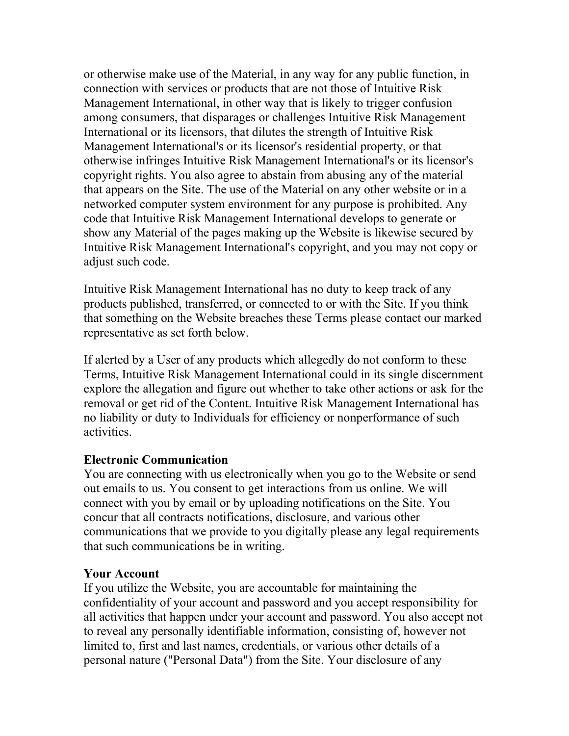or otherwise make use of the Material, in any way for any public function, in connection with services or products that are not those of Intuitive Risk Management International, in other way that is likely to trigger confusion among consumers, that disparages or challenges Intuitive Risk Management International or its licensors, that dilutes the strength of Intuitive Risk Management International's or its licensor's residential property, or that otherwise infringes Intuitive Risk Management International's or its licensor's copyright rights. You also agree to abstain from abusing any of the material that appears on the Site. The use of the Material on any other website or in a networked computer system environment for any purpose is prohibited. Any code that Intuitive Risk Management International develops to generate or show any Material of the pages making up the Website is likewise secured by Intuitive Risk Management International's copyright, and you may not copy or adjust such code.

Intuitive Risk Management International has no duty to keep track of any products published, transferred, or connected to or with the Site. If you think that something on the Website breaches these Terms please contact our marked representative as set forth below.

If alerted by a User of any products which allegedly do not conform to these Terms, Intuitive Risk Management International could in its single discernment explore the allegation and figure out whether to take other actions or ask for the removal or get rid of the Content. Intuitive Risk Management International has no liability or duty to Individuals for efficiency or nonperformance of such activities.

**Electronic Communication**
You are connecting with us electronically when you go to the Website or send out emails to us. You consent to get interactions from us online. We will connect with you by email or by uploading notifications on the Site. You concur that all contracts notifications, disclosure, and various other communications that we provide to you digitally please any legal requirements that such communications be in writing.

**Your Account**
If you utilize the Website, you are accountable for maintaining the confidentiality of your account and password and you accept responsibility for all activities that happen under your account and password. You also accept not to reveal any personally identifiable information, consisting of, however not limited to, first and last names, credentials, or various other details of a personal nature ("Personal Data") from the Site. Your disclosure of any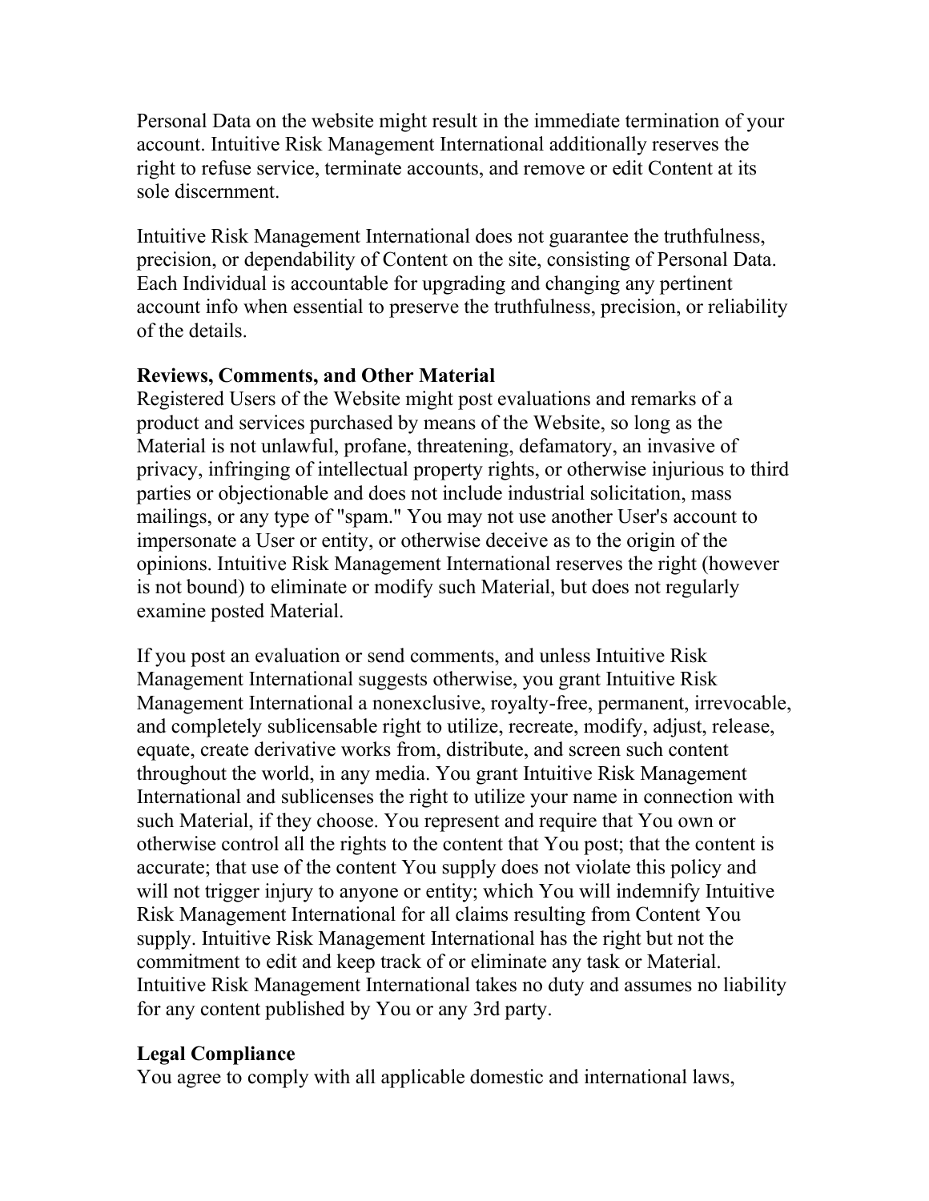Personal Data on the website might result in the immediate termination of your account. Intuitive Risk Management International additionally reserves the right to refuse service, terminate accounts, and remove or edit Content at its sole discernment.

Intuitive Risk Management International does not guarantee the truthfulness, precision, or dependability of Content on the site, consisting of Personal Data. Each Individual is accountable for upgrading and changing any pertinent account info when essential to preserve the truthfulness, precision, or reliability of the details.

**Reviews, Comments, and Other Material**
Registered Users of the Website might post evaluations and remarks of a product and services purchased by means of the Website, so long as the Material is not unlawful, profane, threatening, defamatory, an invasive of privacy, infringing of intellectual property rights, or otherwise injurious to third parties or objectionable and does not include industrial solicitation, mass mailings, or any type of "spam." You may not use another User's account to impersonate a User or entity, or otherwise deceive as to the origin of the opinions. Intuitive Risk Management International reserves the right (however is not bound) to eliminate or modify such Material, but does not regularly examine posted Material.

If you post an evaluation or send comments, and unless Intuitive Risk Management International suggests otherwise, you grant Intuitive Risk Management International a nonexclusive, royalty-free, permanent, irrevocable, and completely sublicensable right to utilize, recreate, modify, adjust, release, equate, create derivative works from, distribute, and screen such content throughout the world, in any media. You grant Intuitive Risk Management International and sublicenses the right to utilize your name in connection with such Material, if they choose. You represent and require that You own or otherwise control all the rights to the content that You post; that the content is accurate; that use of the content You supply does not violate this policy and will not trigger injury to anyone or entity; which You will indemnify Intuitive Risk Management International for all claims resulting from Content You supply. Intuitive Risk Management International has the right but not the commitment to edit and keep track of or eliminate any task or Material. Intuitive Risk Management International takes no duty and assumes no liability for any content published by You or any 3rd party.

**Legal Compliance**
You agree to comply with all applicable domestic and international laws,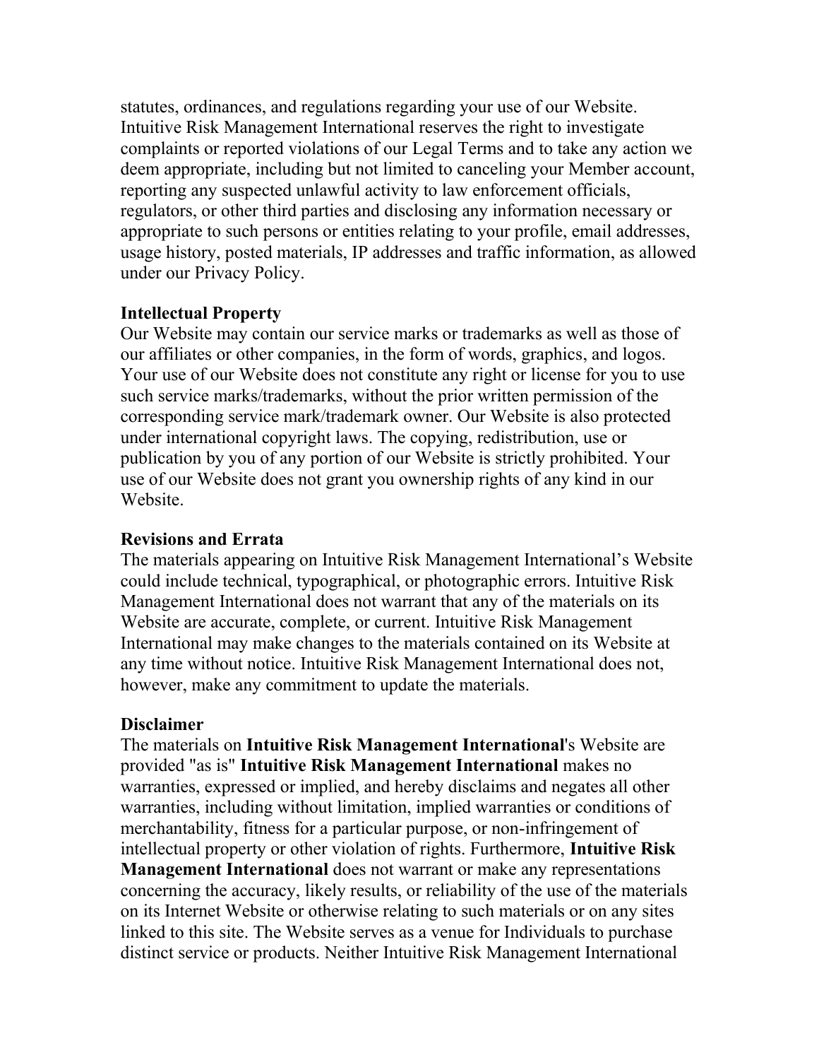statutes, ordinances, and regulations regarding your use of our Website. Intuitive Risk Management International reserves the right to investigate complaints or reported violations of our Legal Terms and to take any action we deem appropriate, including but not limited to canceling your Member account, reporting any suspected unlawful activity to law enforcement officials, regulators, or other third parties and disclosing any information necessary or appropriate to such persons or entities relating to your profile, email addresses, usage history, posted materials, IP addresses and traffic information, as allowed under our Privacy Policy.

**Intellectual Property**

Our Website may contain our service marks or trademarks as well as those of our affiliates or other companies, in the form of words, graphics, and logos. Your use of our Website does not constitute any right or license for you to use such service marks/trademarks, without the prior written permission of the corresponding service mark/trademark owner. Our Website is also protected under international copyright laws. The copying, redistribution, use or publication by you of any portion of our Website is strictly prohibited. Your use of our Website does not grant you ownership rights of any kind in our Website.

**Revisions and Errata**

The materials appearing on Intuitive Risk Management International's Website could include technical, typographical, or photographic errors. Intuitive Risk Management International does not warrant that any of the materials on its Website are accurate, complete, or current. Intuitive Risk Management International may make changes to the materials contained on its Website at any time without notice. Intuitive Risk Management International does not, however, make any commitment to update the materials.

**Disclaimer**

The materials on **Intuitive Risk Management International**'s Website are provided "as is" **Intuitive Risk Management International** makes no warranties, expressed or implied, and hereby disclaims and negates all other warranties, including without limitation, implied warranties or conditions of merchantability, fitness for a particular purpose, or non-infringement of intellectual property or other violation of rights. Furthermore, **Intuitive Risk Management International** does not warrant or make any representations concerning the accuracy, likely results, or reliability of the use of the materials on its Internet Website or otherwise relating to such materials or on any sites linked to this site. The Website serves as a venue for Individuals to purchase distinct service or products. Neither Intuitive Risk Management International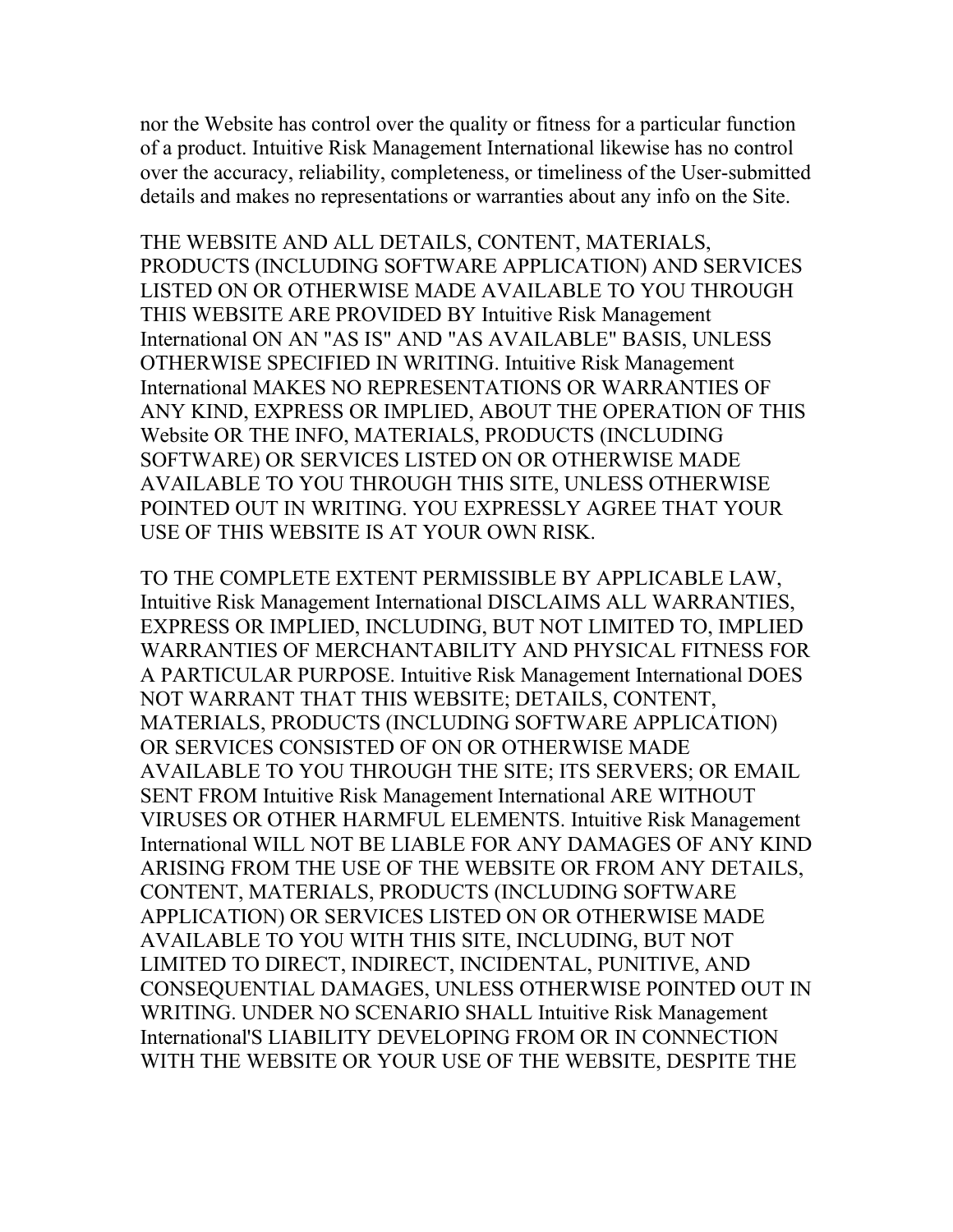nor the Website has control over the quality or fitness for a particular function of a product. Intuitive Risk Management International likewise has no control over the accuracy, reliability, completeness, or timeliness of the User-submitted details and makes no representations or warranties about any info on the Site.

THE WEBSITE AND ALL DETAILS, CONTENT, MATERIALS, PRODUCTS (INCLUDING SOFTWARE APPLICATION) AND SERVICES LISTED ON OR OTHERWISE MADE AVAILABLE TO YOU THROUGH THIS WEBSITE ARE PROVIDED BY Intuitive Risk Management International ON AN "AS IS" AND "AS AVAILABLE" BASIS, UNLESS OTHERWISE SPECIFIED IN WRITING. Intuitive Risk Management International MAKES NO REPRESENTATIONS OR WARRANTIES OF ANY KIND, EXPRESS OR IMPLIED, ABOUT THE OPERATION OF THIS Website OR THE INFO, MATERIALS, PRODUCTS (INCLUDING SOFTWARE) OR SERVICES LISTED ON OR OTHERWISE MADE AVAILABLE TO YOU THROUGH THIS SITE, UNLESS OTHERWISE POINTED OUT IN WRITING. YOU EXPRESSLY AGREE THAT YOUR USE OF THIS WEBSITE IS AT YOUR OWN RISK.

TO THE COMPLETE EXTENT PERMISSIBLE BY APPLICABLE LAW, Intuitive Risk Management International DISCLAIMS ALL WARRANTIES, EXPRESS OR IMPLIED, INCLUDING, BUT NOT LIMITED TO, IMPLIED WARRANTIES OF MERCHANTABILITY AND PHYSICAL FITNESS FOR A PARTICULAR PURPOSE. Intuitive Risk Management International DOES NOT WARRANT THAT THIS WEBSITE; DETAILS, CONTENT, MATERIALS, PRODUCTS (INCLUDING SOFTWARE APPLICATION) OR SERVICES CONSISTED OF ON OR OTHERWISE MADE AVAILABLE TO YOU THROUGH THE SITE; ITS SERVERS; OR EMAIL SENT FROM Intuitive Risk Management International ARE WITHOUT VIRUSES OR OTHER HARMFUL ELEMENTS. Intuitive Risk Management International WILL NOT BE LIABLE FOR ANY DAMAGES OF ANY KIND ARISING FROM THE USE OF THE WEBSITE OR FROM ANY DETAILS, CONTENT, MATERIALS, PRODUCTS (INCLUDING SOFTWARE APPLICATION) OR SERVICES LISTED ON OR OTHERWISE MADE AVAILABLE TO YOU WITH THIS SITE, INCLUDING, BUT NOT LIMITED TO DIRECT, INDIRECT, INCIDENTAL, PUNITIVE, AND CONSEQUENTIAL DAMAGES, UNLESS OTHERWISE POINTED OUT IN WRITING. UNDER NO SCENARIO SHALL Intuitive Risk Management International'S LIABILITY DEVELOPING FROM OR IN CONNECTION WITH THE WEBSITE OR YOUR USE OF THE WEBSITE, DESPITE THE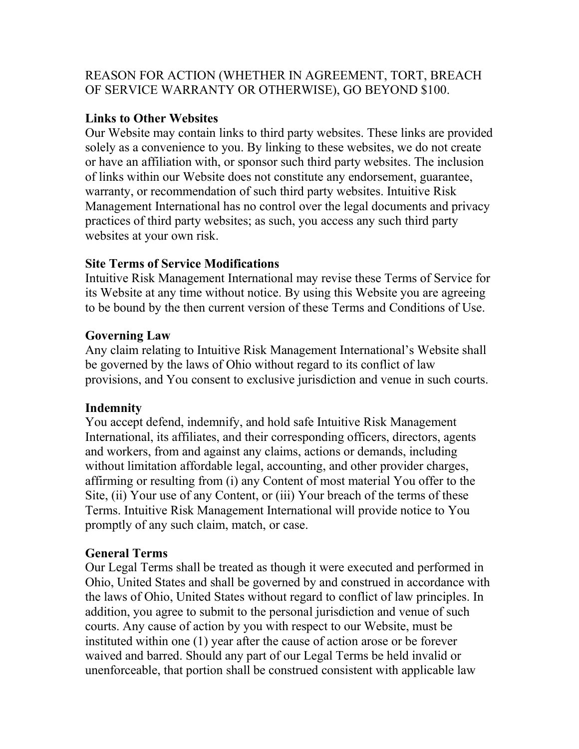REASON FOR ACTION (WHETHER IN AGREEMENT, TORT, BREACH OF SERVICE WARRANTY OR OTHERWISE), GO BEYOND $100.

**Links to Other Websites**

Our Website may contain links to third party websites. These links are provided solely as a convenience to you. By linking to these websites, we do not create or have an affiliation with, or sponsor such third party websites. The inclusion of links within our Website does not constitute any endorsement, guarantee, warranty, or recommendation of such third party websites. Intuitive Risk Management International has no control over the legal documents and privacy practices of third party websites; as such, you access any such third party websites at your own risk.

**Site Terms of Service Modifications**

Intuitive Risk Management International may revise these Terms of Service for its Website at any time without notice. By using this Website you are agreeing to be bound by the then current version of these Terms and Conditions of Use.

**Governing Law**

Any claim relating to Intuitive Risk Management International's Website shall be governed by the laws of Ohio without regard to its conflict of law provisions, and You consent to exclusive jurisdiction and venue in such courts.

**Indemnity**

You accept defend, indemnify, and hold safe Intuitive Risk Management International, its affiliates, and their corresponding officers, directors, agents and workers, from and against any claims, actions or demands, including without limitation affordable legal, accounting, and other provider charges, affirming or resulting from (i) any Content of most material You offer to the Site, (ii) Your use of any Content, or (iii) Your breach of the terms of these Terms. Intuitive Risk Management International will provide notice to You promptly of any such claim, match, or case.

**General Terms**

Our Legal Terms shall be treated as though it were executed and performed in Ohio, United States and shall be governed by and construed in accordance with the laws of Ohio, United States without regard to conflict of law principles. In addition, you agree to submit to the personal jurisdiction and venue of such courts. Any cause of action by you with respect to our Website, must be instituted within one (1) year after the cause of action arose or be forever waived and barred. Should any part of our Legal Terms be held invalid or unenforceable, that portion shall be construed consistent with applicable law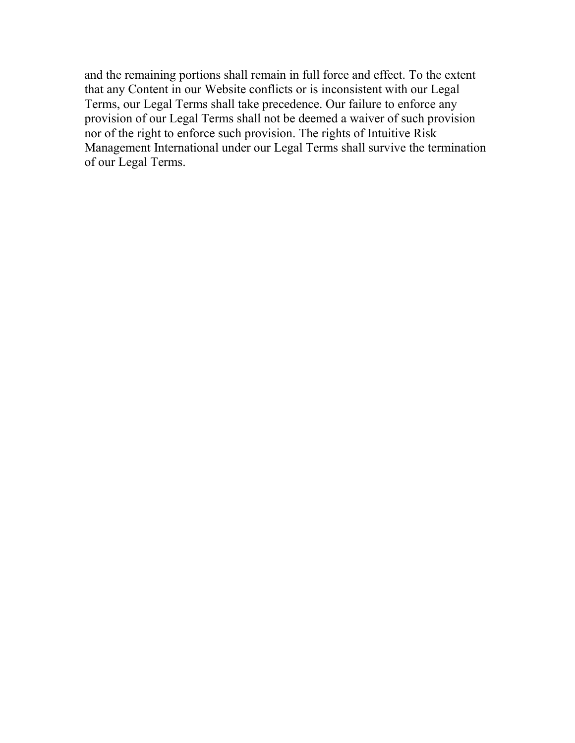and the remaining portions shall remain in full force and effect. To the extent that any Content in our Website conflicts or is inconsistent with our Legal Terms, our Legal Terms shall take precedence. Our failure to enforce any provision of our Legal Terms shall not be deemed a waiver of such provision nor of the right to enforce such provision. The rights of Intuitive Risk Management International under our Legal Terms shall survive the termination of our Legal Terms.